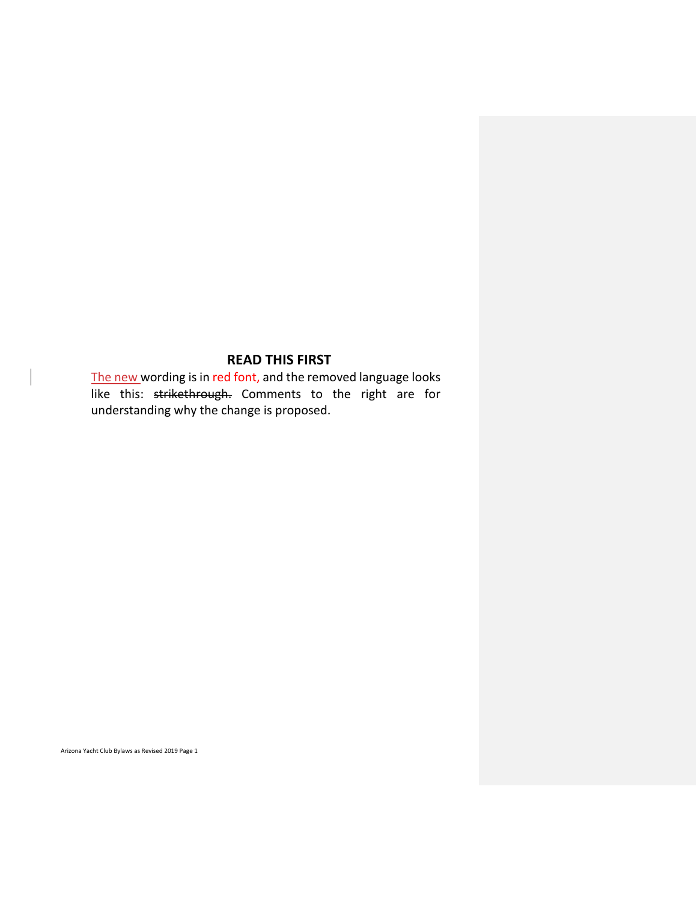## READ THIS FIRST

The new wording is in red font, and the removed language looks like this: ~~strikethrough.~~ Comments to the right are for understanding why the change is proposed.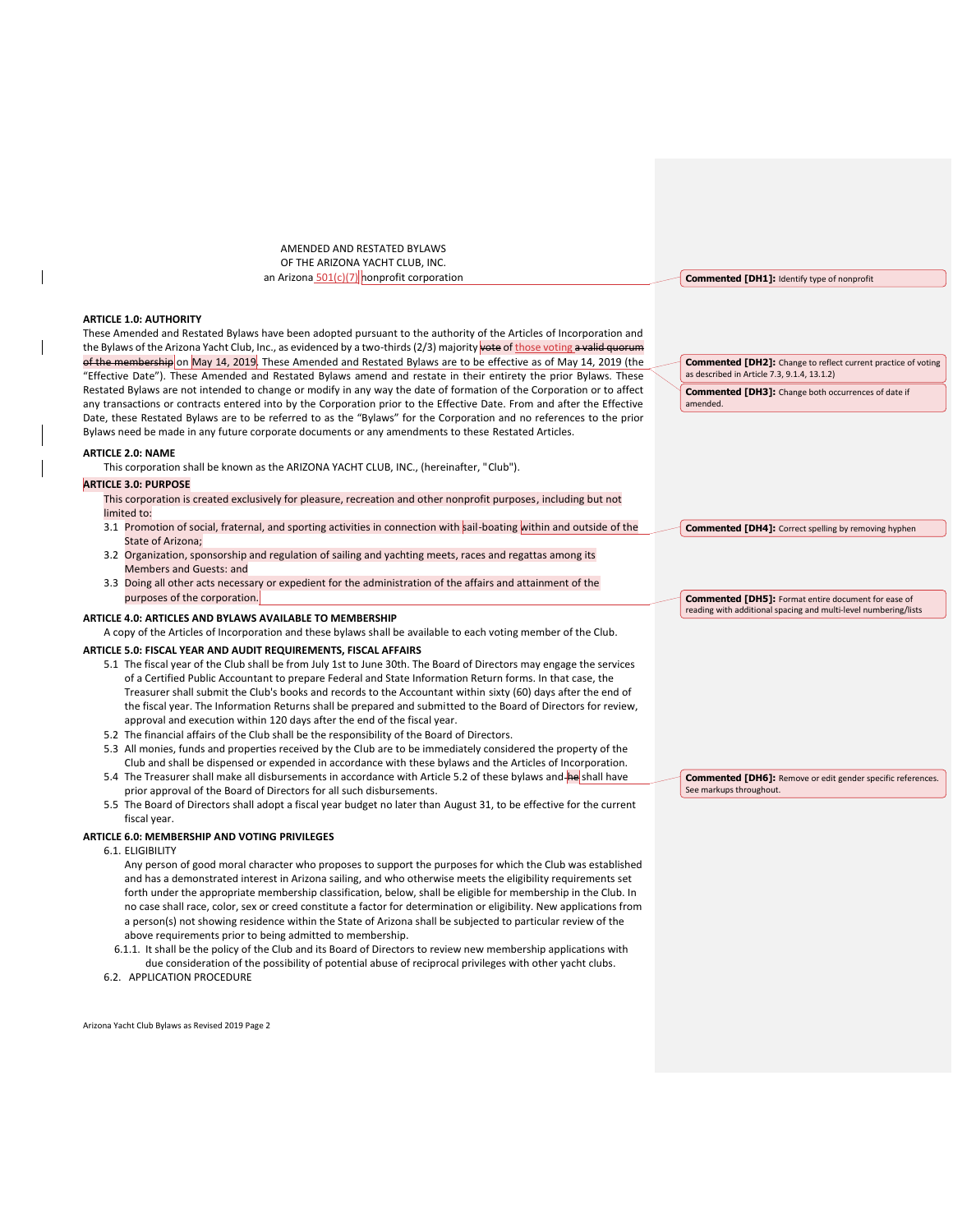AMENDED AND RESTATED BYLAWS
OF THE ARIZONA YACHT CLUB, INC.
an Arizona 501(c)(7) nonprofit corporation

**Commented [DH1]:** Identify type of nonprofit

## ARTICLE 1.0: AUTHORITY

These Amended and Restated Bylaws have been adopted pursuant to the authority of the Articles of Incorporation and the Bylaws of the Arizona Yacht Club, Inc., as evidenced by a two-thirds (2/3) majority ~~vote~~ of those voting ~~a valid quorum of the membership~~ on May 14, 2019. These Amended and Restated Bylaws are to be effective as of May 14, 2019 (the "Effective Date"). These Amended and Restated Bylaws amend and restate in their entirety the prior Bylaws. These Restated Bylaws are not intended to change or modify in any way the date of formation of the Corporation or to affect any transactions or contracts entered into by the Corporation prior to the Effective Date. From and after the Effective Date, these Restated Bylaws are to be referred to as the "Bylaws" for the Corporation and no references to the prior Bylaws need be made in any future corporate documents or any amendments to these Restated Articles.

**Commented [DH2]:** Change to reflect current practice of voting as described in Article 7.3, 9.1.4, 13.1.2)

**Commented [DH3]:** Change both occurrences of date if amended.

## ARTICLE 2.0: NAME

This corporation shall be known as the ARIZONA YACHT CLUB, INC., (hereinafter, "Club").

## ARTICLE 3.0: PURPOSE

This corporation is created exclusively for pleasure, recreation and other nonprofit purposes, including but not limited to:

3.1 Promotion of social, fraternal, and sporting activities in connection with sail-boating within and outside of the State of Arizona;

3.2 Organization, sponsorship and regulation of sailing and yachting meets, races and regattas among its Members and Guests: and

3.3 Doing all other acts necessary or expedient for the administration of the affairs and attainment of the purposes of the corporation.

**Commented [DH4]:** Correct spelling by removing hyphen

**Commented [DH5]:** Format entire document for ease of reading with additional spacing and multi-level numbering/lists

## ARTICLE 4.0: ARTICLES AND BYLAWS AVAILABLE TO MEMBERSHIP

A copy of the Articles of Incorporation and these bylaws shall be available to each voting member of the Club.

## ARTICLE 5.0: FISCAL YEAR AND AUDIT REQUIREMENTS, FISCAL AFFAIRS

5.1 The fiscal year of the Club shall be from July 1st to June 30th. The Board of Directors may engage the services of a Certified Public Accountant to prepare Federal and State Information Return forms. In that case, the Treasurer shall submit the Club's books and records to the Accountant within sixty (60) days after the end of the fiscal year. The Information Returns shall be prepared and submitted to the Board of Directors for review, approval and execution within 120 days after the end of the fiscal year.

5.2 The financial affairs of the Club shall be the responsibility of the Board of Directors.

5.3 All monies, funds and properties received by the Club are to be immediately considered the property of the Club and shall be dispensed or expended in accordance with these bylaws and the Articles of Incorporation.

5.4 The Treasurer shall make all disbursements in accordance with Article 5.2 of these bylaws and ~~he~~ shall have prior approval of the Board of Directors for all such disbursements.

5.5 The Board of Directors shall adopt a fiscal year budget no later than August 31, to be effective for the current fiscal year.

**Commented [DH6]:** Remove or edit gender specific references. See markups throughout.

## ARTICLE 6.0: MEMBERSHIP AND VOTING PRIVILEGES

6.1. ELIGIBILITY

Any person of good moral character who proposes to support the purposes for which the Club was established and has a demonstrated interest in Arizona sailing, and who otherwise meets the eligibility requirements set forth under the appropriate membership classification, below, shall be eligible for membership in the Club. In no case shall race, color, sex or creed constitute a factor for determination or eligibility. New applications from a person(s) not showing residence within the State of Arizona shall be subjected to particular review of the above requirements prior to being admitted to membership.

6.1.1. It shall be the policy of the Club and its Board of Directors to review new membership applications with due consideration of the possibility of potential abuse of reciprocal privileges with other yacht clubs.

6.2. APPLICATION PROCEDURE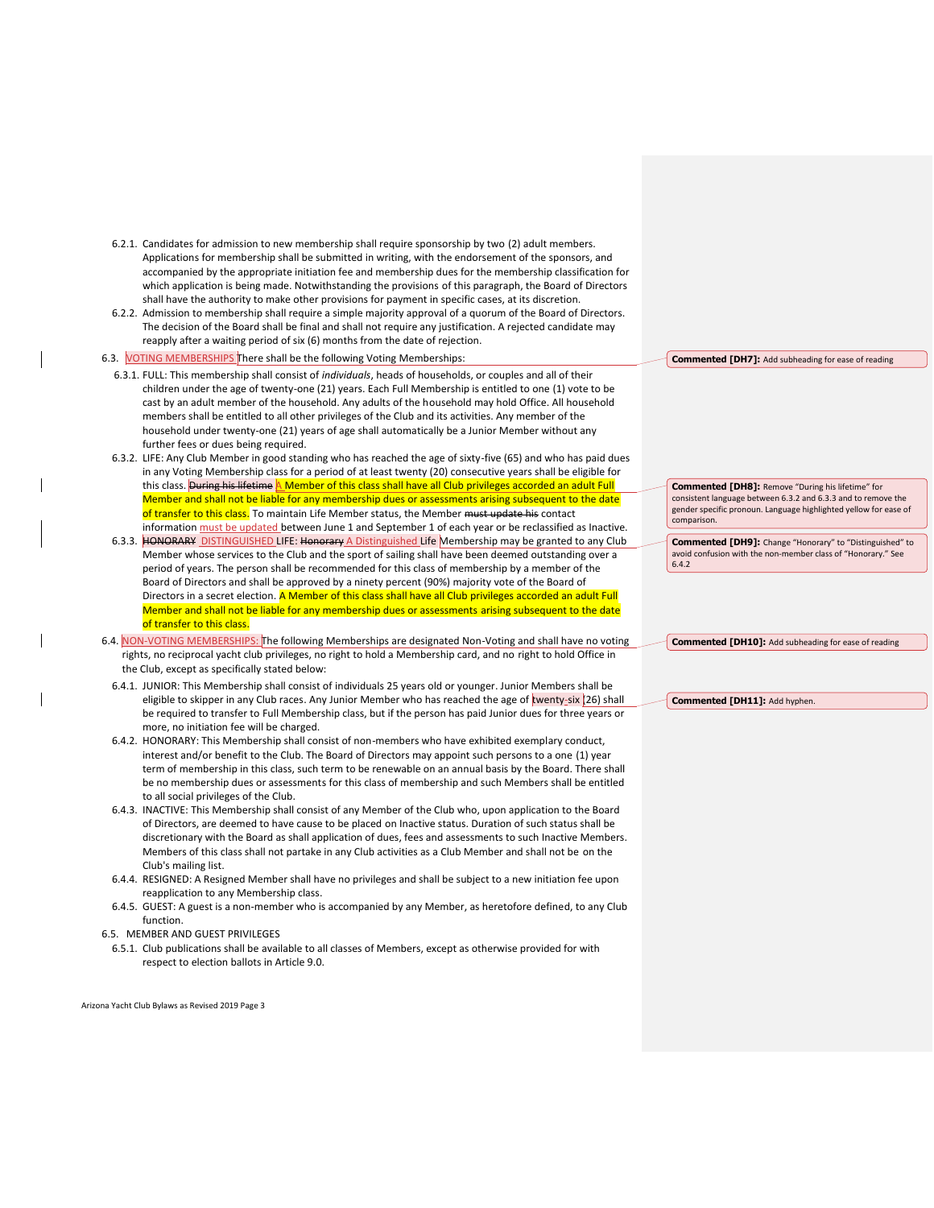6.2.1. Candidates for admission to new membership shall require sponsorship by two (2) adult members. Applications for membership shall be submitted in writing, with the endorsement of the sponsors, and accompanied by the appropriate initiation fee and membership dues for the membership classification for which application is being made. Notwithstanding the provisions of this paragraph, the Board of Directors shall have the authority to make other provisions for payment in specific cases, at its discretion.

6.2.2. Admission to membership shall require a simple majority approval of a quorum of the Board of Directors. The decision of the Board shall be final and shall not require any justification. A rejected candidate may reapply after a waiting period of six (6) months from the date of rejection.

6.3. VOTING MEMBERSHIPS There shall be the following Voting Memberships:

6.3.1. FULL: This membership shall consist of *individuals*, heads of households, or couples and all of their children under the age of twenty-one (21) years. Each Full Membership is entitled to one (1) vote to be cast by an adult member of the household. Any adults of the household may hold Office. All household members shall be entitled to all other privileges of the Club and its activities. Any member of the household under twenty-one (21) years of age shall automatically be a Junior Member without any further fees or dues being required.

6.3.2. LIFE: Any Club Member in good standing who has reached the age of sixty-five (65) and who has paid dues in any Voting Membership class for a period of at least twenty (20) consecutive years shall be eligible for this class. ~~During his lifetime~~ A Member of this class shall have all Club privileges accorded an adult Full Member and shall not be liable for any membership dues or assessments arising subsequent to the date of transfer to this class. To maintain Life Member status, the Member ~~must update his~~ contact information must be updated between June 1 and September 1 of each year or be reclassified as Inactive.

6.3.3. ~~HONORARY~~ DISTINGUISHED LIFE: ~~Honorary~~ A Distinguished Life Membership may be granted to any Club Member whose services to the Club and the sport of sailing shall have been deemed outstanding over a period of years. The person shall be recommended for this class of membership by a member of the Board of Directors and shall be approved by a ninety percent (90%) majority vote of the Board of Directors in a secret election. A Member of this class shall have all Club privileges accorded an adult Full Member and shall not be liable for any membership dues or assessments arising subsequent to the date of transfer to this class.

6.4. NON-VOTING MEMBERSHIPS: The following Memberships are designated Non-Voting and shall have no voting rights, no reciprocal yacht club privileges, no right to hold a Membership card, and no right to hold Office in the Club, except as specifically stated below:

6.4.1. JUNIOR: This Membership shall consist of individuals 25 years old or younger. Junior Members shall be eligible to skipper in any Club races. Any Junior Member who has reached the age of twenty-six (26) shall be required to transfer to Full Membership class, but if the person has paid Junior dues for three years or more, no initiation fee will be charged.

6.4.2. HONORARY: This Membership shall consist of non-members who have exhibited exemplary conduct, interest and/or benefit to the Club. The Board of Directors may appoint such persons to a one (1) year term of membership in this class, such term to be renewable on an annual basis by the Board. There shall be no membership dues or assessments for this class of membership and such Members shall be entitled to all social privileges of the Club.

6.4.3. INACTIVE: This Membership shall consist of any Member of the Club who, upon application to the Board of Directors, are deemed to have cause to be placed on Inactive status. Duration of such status shall be discretionary with the Board as shall application of dues, fees and assessments to such Inactive Members. Members of this class shall not partake in any Club activities as a Club Member and shall not be on the Club's mailing list.

6.4.4. RESIGNED: A Resigned Member shall have no privileges and shall be subject to a new initiation fee upon reapplication to any Membership class.

6.4.5. GUEST: A guest is a non-member who is accompanied by any Member, as heretofore defined, to any Club function.

6.5. MEMBER AND GUEST PRIVILEGES

6.5.1. Club publications shall be available to all classes of Members, except as otherwise provided for with respect to election ballots in Article 9.0.

**Commented [DH7]:** Add subheading for ease of reading

**Commented [DH8]:** Remove "During his lifetime" for consistent language between 6.3.2 and 6.3.3 and to remove the gender specific pronoun. Language highlighted yellow for ease of comparison.

**Commented [DH9]:** Change "Honorary" to "Distinguished" to avoid confusion with the non-member class of "Honorary." See 6.4.2

**Commented [DH10]:** Add subheading for ease of reading

**Commented [DH11]:** Add hyphen.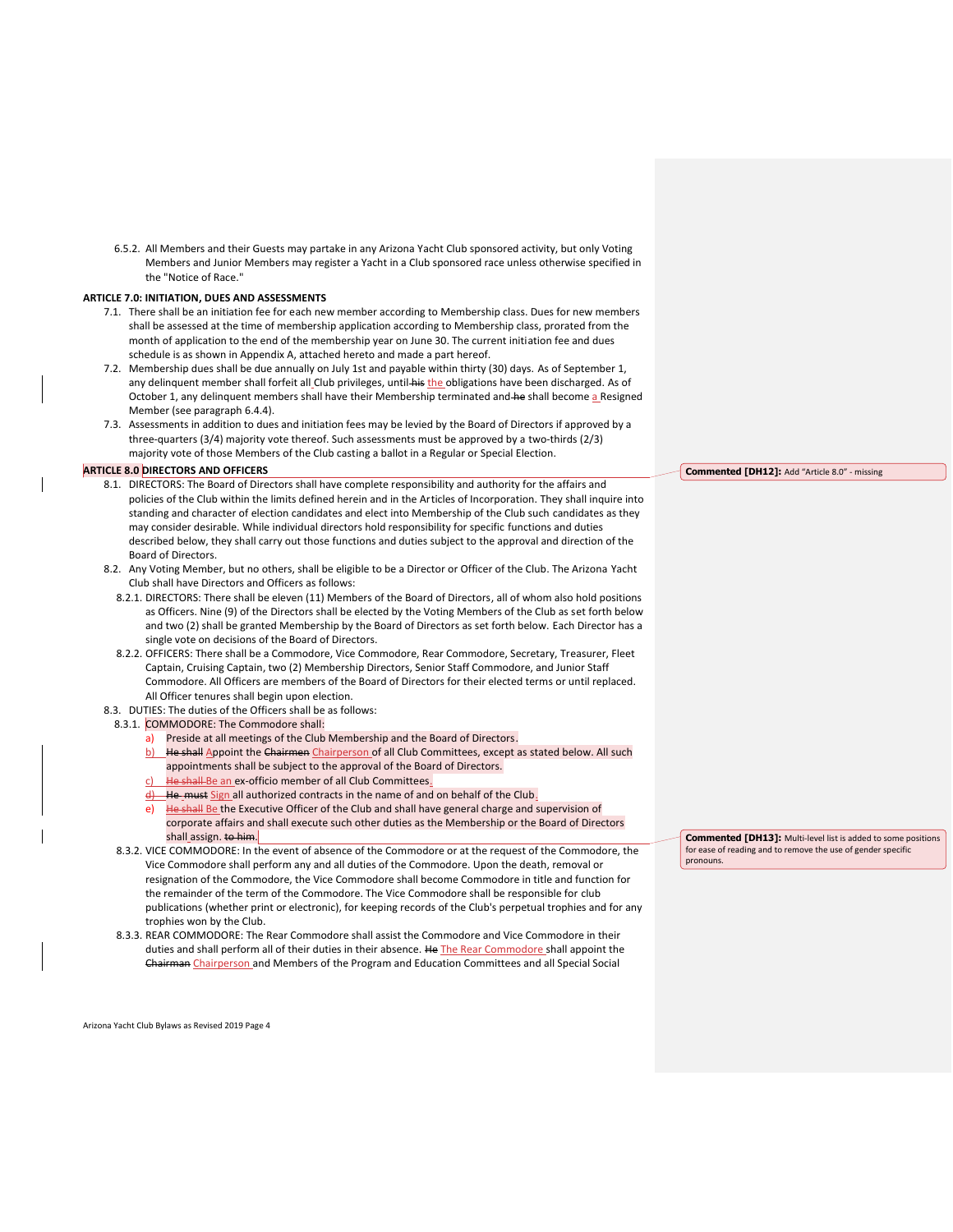6.5.2. All Members and their Guests may partake in any Arizona Yacht Club sponsored activity, but only Voting Members and Junior Members may register a Yacht in a Club sponsored race unless otherwise specified in the "Notice of Race."

**ARTICLE 7.0: INITIATION, DUES AND ASSESSMENTS**

7.1. There shall be an initiation fee for each new member according to Membership class. Dues for new members shall be assessed at the time of membership application according to Membership class, prorated from the month of application to the end of the membership year on June 30. The current initiation fee and dues schedule is as shown in Appendix A, attached hereto and made a part hereof.

7.2. Membership dues shall be due annually on July 1st and payable within thirty (30) days. As of September 1, any delinquent member shall forfeit all Club privileges, until ~~his~~ the obligations have been discharged. As of October 1, any delinquent members shall have their Membership terminated and ~~he~~ shall become a Resigned Member (see paragraph 6.4.4).

7.3. Assessments in addition to dues and initiation fees may be levied by the Board of Directors if approved by a three-quarters (3/4) majority vote thereof. Such assessments must be approved by a two-thirds (2/3) majority vote of those Members of the Club casting a ballot in a Regular or Special Election.

**ARTICLE 8.0 DIRECTORS AND OFFICERS**

8.1. DIRECTORS: The Board of Directors shall have complete responsibility and authority for the affairs and policies of the Club within the limits defined herein and in the Articles of Incorporation. They shall inquire into standing and character of election candidates and elect into Membership of the Club such candidates as they may consider desirable. While individual directors hold responsibility for specific functions and duties described below, they shall carry out those functions and duties subject to the approval and direction of the Board of Directors.

8.2. Any Voting Member, but no others, shall be eligible to be a Director or Officer of the Club. The Arizona Yacht Club shall have Directors and Officers as follows:

8.2.1. DIRECTORS: There shall be eleven (11) Members of the Board of Directors, all of whom also hold positions as Officers. Nine (9) of the Directors shall be elected by the Voting Members of the Club as set forth below and two (2) shall be granted Membership by the Board of Directors as set forth below. Each Director has a single vote on decisions of the Board of Directors.

8.2.2. OFFICERS: There shall be a Commodore, Vice Commodore, Rear Commodore, Secretary, Treasurer, Fleet Captain, Cruising Captain, two (2) Membership Directors, Senior Staff Commodore, and Junior Staff Commodore. All Officers are members of the Board of Directors for their elected terms or until replaced. All Officer tenures shall begin upon election.

8.3. DUTIES: The duties of the Officers shall be as follows:

8.3.1. COMMODORE: The Commodore shall:

a) Preside at all meetings of the Club Membership and the Board of Directors.
b) ~~He shall~~ Appoint the ~~Chairmen~~ Chairperson of all Club Committees, except as stated below. All such appointments shall be subject to the approval of the Board of Directors.
c) ~~He shall~~ Be an ex-officio member of all Club Committees.
d) ~~He must~~ Sign all authorized contracts in the name of and on behalf of the Club.
e) ~~He shall~~ Be the Executive Officer of the Club and shall have general charge and supervision of corporate affairs and shall execute such other duties as the Membership or the Board of Directors shall assign. ~~to him.~~

8.3.2. VICE COMMODORE: In the event of absence of the Commodore or at the request of the Commodore, the Vice Commodore shall perform any and all duties of the Commodore. Upon the death, removal or resignation of the Commodore, the Vice Commodore shall become Commodore in title and function for the remainder of the term of the Commodore. The Vice Commodore shall be responsible for club publications (whether print or electronic), for keeping records of the Club's perpetual trophies and for any trophies won by the Club.

8.3.3. REAR COMMODORE: The Rear Commodore shall assist the Commodore and Vice Commodore in their duties and shall perform all of their duties in their absence. ~~He~~ The Rear Commodore shall appoint the ~~Chairman~~ Chairperson and Members of the Program and Education Committees and all Special Social

**Commented [DH12]:** Add "Article 8.0" - missing

**Commented [DH13]:** Multi-level list is added to some positions for ease of reading and to remove the use of gender specific pronouns.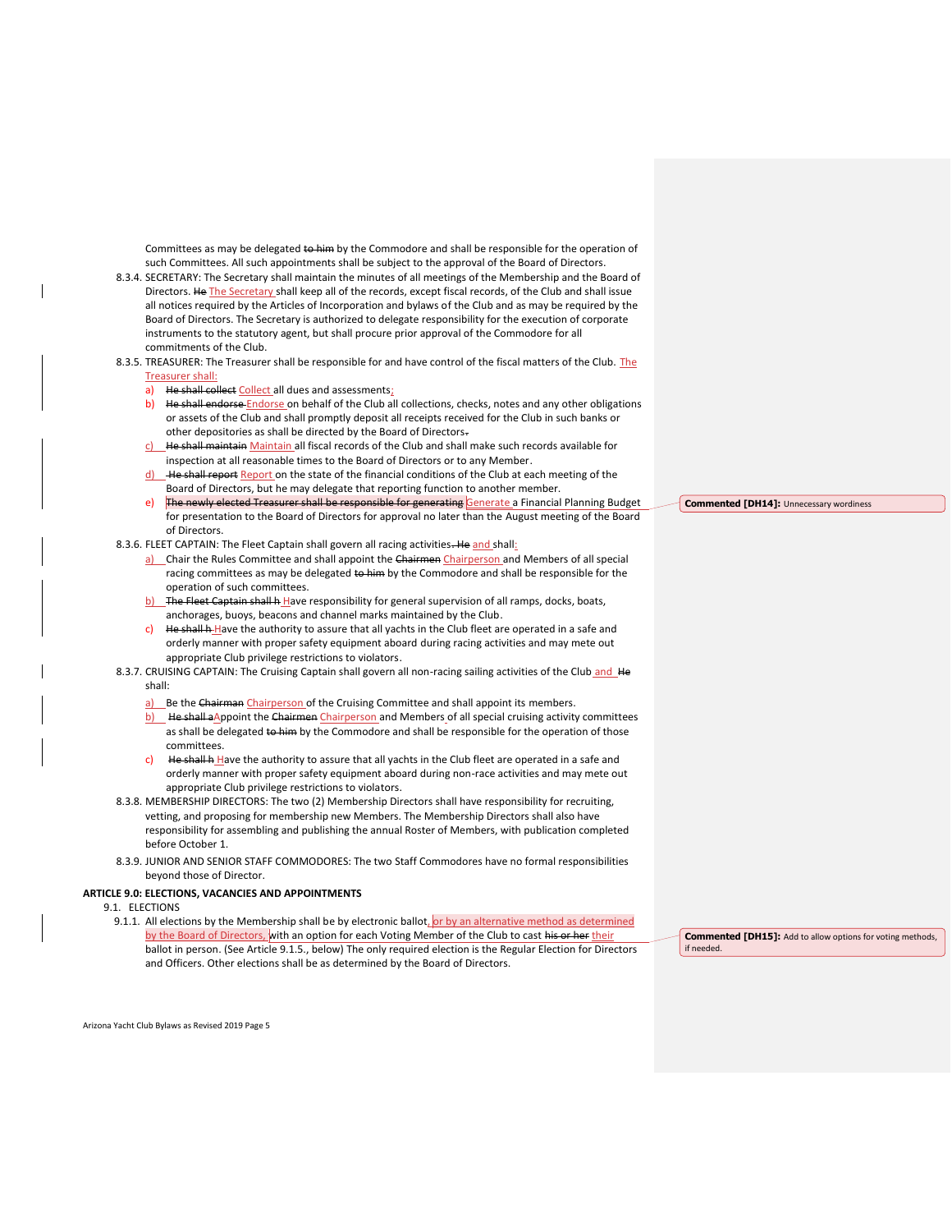Committees as may be delegated ~~to him~~ by the Commodore and shall be responsible for the operation of such Committees. All such appointments shall be subject to the approval of the Board of Directors.

8.3.4. SECRETARY: The Secretary shall maintain the minutes of all meetings of the Membership and the Board of Directors. ~~He~~ The Secretary shall keep all of the records, except fiscal records, of the Club and shall issue all notices required by the Articles of Incorporation and bylaws of the Club and as may be required by the Board of Directors. The Secretary is authorized to delegate responsibility for the execution of corporate instruments to the statutory agent, but shall procure prior approval of the Commodore for all commitments of the Club.

8.3.5. TREASURER: The Treasurer shall be responsible for and have control of the fiscal matters of the Club. The Treasurer shall:

a) ~~He shall collect~~ Collect all dues and assessments;
b) ~~He shall endorse~~ Endorse on behalf of the Club all collections, checks, notes and any other obligations or assets of the Club and shall promptly deposit all receipts received for the Club in such banks or other depositories as shall be directed by the Board of Directors~~.~~
c) ~~He shall maintain~~ Maintain all fiscal records of the Club and shall make such records available for inspection at all reasonable times to the Board of Directors or to any Member.
d) ~~He shall report~~ Report on the state of the financial conditions of the Club at each meeting of the Board of Directors, but he may delegate that reporting function to another member.
e) ~~The newly elected Treasurer shall be responsible for generating~~ Generate a Financial Planning Budget for presentation to the Board of Directors for approval no later than the August meeting of the Board of Directors.

> **Commented [DH14]:** Unnecessary wordiness

8.3.6. FLEET CAPTAIN: The Fleet Captain shall govern all racing activities~~. He~~ and shall:

a) Chair the Rules Committee and shall appoint the ~~Chairmen~~ Chairperson and Members of all special racing committees as may be delegated ~~to him~~ by the Commodore and shall be responsible for the operation of such committees.
b) ~~The Fleet Captain shall h~~ Have responsibility for general supervision of all ramps, docks, boats, anchorages, buoys, beacons and channel marks maintained by the Club.
c) ~~He shall h~~ Have the authority to assure that all yachts in the Club fleet are operated in a safe and orderly manner with proper safety equipment aboard during racing activities and may mete out appropriate Club privilege restrictions to violators.

8.3.7. CRUISING CAPTAIN: The Cruising Captain shall govern all non-racing sailing activities of the Club and ~~He~~ shall:

a) Be the ~~Chairman~~ Chairperson of the Cruising Committee and shall appoint its members.
b) ~~He shall a~~ Appoint the ~~Chairmen~~ Chairperson and Members of all special cruising activity committees as shall be delegated ~~to him~~ by the Commodore and shall be responsible for the operation of those committees.
c) ~~He shall h~~ Have the authority to assure that all yachts in the Club fleet are operated in a safe and orderly manner with proper safety equipment aboard during non-race activities and may mete out appropriate Club privilege restrictions to violators.

8.3.8. MEMBERSHIP DIRECTORS: The two (2) Membership Directors shall have responsibility for recruiting, vetting, and proposing for membership new Members. The Membership Directors shall also have responsibility for assembling and publishing the annual Roster of Members, with publication completed before October 1.

8.3.9. JUNIOR AND SENIOR STAFF COMMODORES: The two Staff Commodores have no formal responsibilities beyond those of Director.

## ARTICLE 9.0: ELECTIONS, VACANCIES AND APPOINTMENTS

9.1. ELECTIONS

9.1.1. All elections by the Membership shall be by electronic ballot, or by an alternative method as determined by the Board of Directors, with an option for each Voting Member of the Club to cast ~~his or her~~ their ballot in person. (See Article 9.1.5., below) The only required election is the Regular Election for Directors and Officers. Other elections shall be as determined by the Board of Directors.

> **Commented [DH15]:** Add to allow options for voting methods, if needed.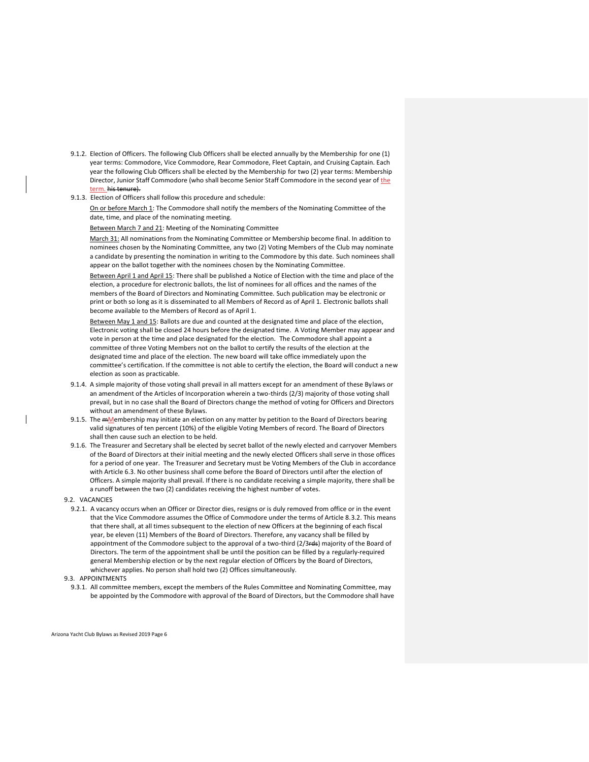9.1.2. Election of Officers. The following Club Officers shall be elected annually by the Membership for one (1) year terms: Commodore, Vice Commodore, Rear Commodore, Fleet Captain, and Cruising Captain. Each year the following Club Officers shall be elected by the Membership for two (2) year terms: Membership Director, Junior Staff Commodore (who shall become Senior Staff Commodore in the second year of the term. ~~his tenure).~~

9.1.3. Election of Officers shall follow this procedure and schedule:

On or before March 1: The Commodore shall notify the members of the Nominating Committee of the date, time, and place of the nominating meeting.

Between March 7 and 21: Meeting of the Nominating Committee

March 31: All nominations from the Nominating Committee or Membership become final. In addition to nominees chosen by the Nominating Committee, any two (2) Voting Members of the Club may nominate a candidate by presenting the nomination in writing to the Commodore by this date. Such nominees shall appear on the ballot together with the nominees chosen by the Nominating Committee.

Between April 1 and April 15: There shall be published a Notice of Election with the time and place of the election, a procedure for electronic ballots, the list of nominees for all offices and the names of the members of the Board of Directors and Nominating Committee. Such publication may be electronic or print or both so long as it is disseminated to all Members of Record as of April 1. Electronic ballots shall become available to the Members of Record as of April 1.

Between May 1 and 15: Ballots are due and counted at the designated time and place of the election, Electronic voting shall be closed 24 hours before the designated time. A Voting Member may appear and vote in person at the time and place designated for the election. The Commodore shall appoint a committee of three Voting Members not on the ballot to certify the results of the election at the designated time and place of the election. The new board will take office immediately upon the committee's certification. If the committee is not able to certify the election, the Board will conduct a new election as soon as practicable.

9.1.4. A simple majority of those voting shall prevail in all matters except for an amendment of these Bylaws or an amendment of the Articles of Incorporation wherein a two-thirds (2/3) majority of those voting shall prevail, but in no case shall the Board of Directors change the method of voting for Officers and Directors without an amendment of these Bylaws.

9.1.5. The ~~m~~Membership may initiate an election on any matter by petition to the Board of Directors bearing valid signatures of ten percent (10%) of the eligible Voting Members of record. The Board of Directors shall then cause such an election to be held.

9.1.6. The Treasurer and Secretary shall be elected by secret ballot of the newly elected and carryover Members of the Board of Directors at their initial meeting and the newly elected Officers shall serve in those offices for a period of one year. The Treasurer and Secretary must be Voting Members of the Club in accordance with Article 6.3. No other business shall come before the Board of Directors until after the election of Officers. A simple majority shall prevail. If there is no candidate receiving a simple majority, there shall be a runoff between the two (2) candidates receiving the highest number of votes.

9.2. VACANCIES

9.2.1. A vacancy occurs when an Officer or Director dies, resigns or is duly removed from office or in the event that the Vice Commodore assumes the Office of Commodore under the terms of Article 8.3.2. This means that there shall, at all times subsequent to the election of new Officers at the beginning of each fiscal year, be eleven (11) Members of the Board of Directors. Therefore, any vacancy shall be filled by appointment of the Commodore subject to the approval of a two-third (2/3~~rds~~) majority of the Board of Directors. The term of the appointment shall be until the position can be filled by a regularly-required general Membership election or by the next regular election of Officers by the Board of Directors, whichever applies. No person shall hold two (2) Offices simultaneously.

9.3. APPOINTMENTS

9.3.1. All committee members, except the members of the Rules Committee and Nominating Committee, may be appointed by the Commodore with approval of the Board of Directors, but the Commodore shall have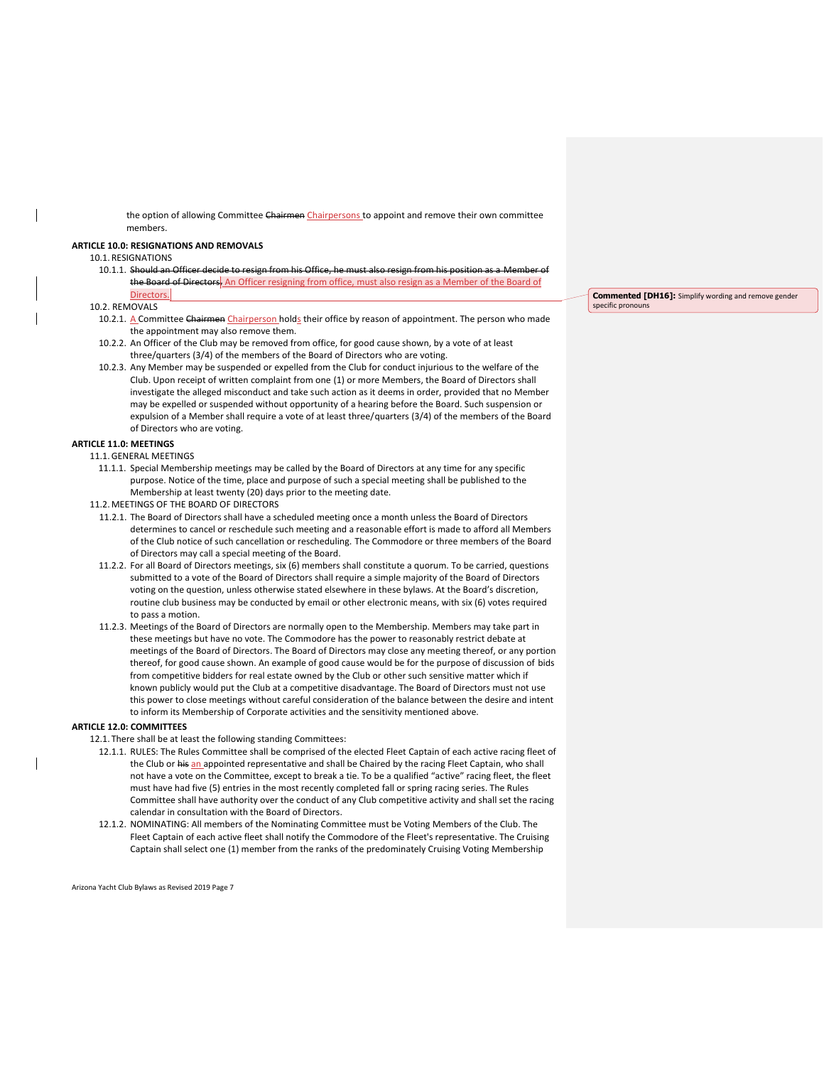the option of allowing Committee ~~Chairmen~~ Chairpersons to appoint and remove their own committee members.

**ARTICLE 10.0: RESIGNATIONS AND REMOVALS**

10.1. RESIGNATIONS

10.1.1. ~~Should an Officer decide to resign from his Office, he must also resign from his position as a Member of the Board of Directors.~~ An Officer resigning from office, must also resign as a Member of the Board of Directors.

> **Commented [DH16]:** Simplify wording and remove gender specific pronouns

10.2. REMOVALS

10.2.1. A Committee ~~Chairmen~~ Chairperson holds their office by reason of appointment. The person who made the appointment may also remove them.

10.2.2. An Officer of the Club may be removed from office, for good cause shown, by a vote of at least three/quarters (3/4) of the members of the Board of Directors who are voting.

10.2.3. Any Member may be suspended or expelled from the Club for conduct injurious to the welfare of the Club. Upon receipt of written complaint from one (1) or more Members, the Board of Directors shall investigate the alleged misconduct and take such action as it deems in order, provided that no Member may be expelled or suspended without opportunity of a hearing before the Board. Such suspension or expulsion of a Member shall require a vote of at least three/quarters (3/4) of the members of the Board of Directors who are voting.

**ARTICLE 11.0: MEETINGS**

11.1. GENERAL MEETINGS

11.1.1. Special Membership meetings may be called by the Board of Directors at any time for any specific purpose. Notice of the time, place and purpose of such a special meeting shall be published to the Membership at least twenty (20) days prior to the meeting date.

11.2. MEETINGS OF THE BOARD OF DIRECTORS

11.2.1. The Board of Directors shall have a scheduled meeting once a month unless the Board of Directors determines to cancel or reschedule such meeting and a reasonable effort is made to afford all Members of the Club notice of such cancellation or rescheduling. The Commodore or three members of the Board of Directors may call a special meeting of the Board.

11.2.2. For all Board of Directors meetings, six (6) members shall constitute a quorum. To be carried, questions submitted to a vote of the Board of Directors shall require a simple majority of the Board of Directors voting on the question, unless otherwise stated elsewhere in these bylaws. At the Board's discretion, routine club business may be conducted by email or other electronic means, with six (6) votes required to pass a motion.

11.2.3. Meetings of the Board of Directors are normally open to the Membership. Members may take part in these meetings but have no vote. The Commodore has the power to reasonably restrict debate at meetings of the Board of Directors. The Board of Directors may close any meeting thereof, or any portion thereof, for good cause shown. An example of good cause would be for the purpose of discussion of bids from competitive bidders for real estate owned by the Club or other such sensitive matter which if known publicly would put the Club at a competitive disadvantage. The Board of Directors must not use this power to close meetings without careful consideration of the balance between the desire and intent to inform its Membership of Corporate activities and the sensitivity mentioned above.

**ARTICLE 12.0: COMMITTEES**

12.1. There shall be at least the following standing Committees:

12.1.1. RULES: The Rules Committee shall be comprised of the elected Fleet Captain of each active racing fleet of the Club or ~~his~~ an appointed representative and shall be Chaired by the racing Fleet Captain, who shall not have a vote on the Committee, except to break a tie. To be a qualified "active" racing fleet, the fleet must have had five (5) entries in the most recently completed fall or spring racing series. The Rules Committee shall have authority over the conduct of any Club competitive activity and shall set the racing calendar in consultation with the Board of Directors.

12.1.2. NOMINATING: All members of the Nominating Committee must be Voting Members of the Club. The Fleet Captain of each active fleet shall notify the Commodore of the Fleet's representative. The Cruising Captain shall select one (1) member from the ranks of the predominately Cruising Voting Membership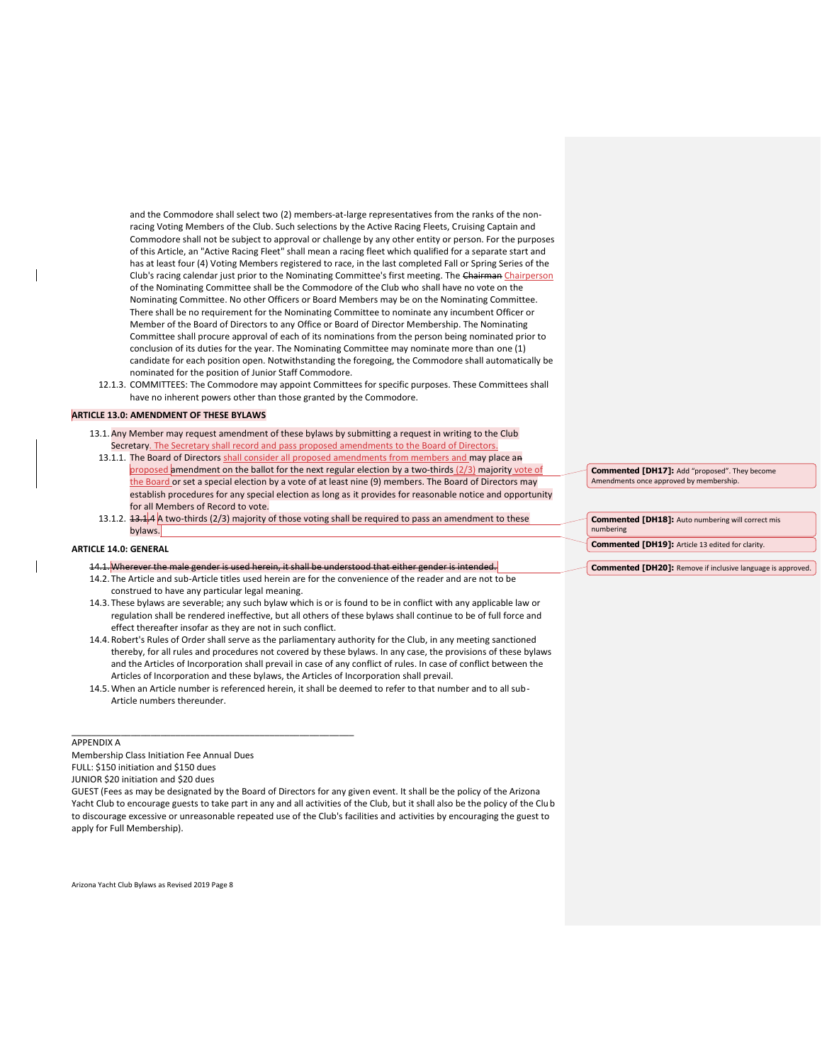and the Commodore shall select two (2) members-at-large representatives from the ranks of the non-racing Voting Members of the Club. Such selections by the Active Racing Fleets, Cruising Captain and Commodore shall not be subject to approval or challenge by any other entity or person. For the purposes of this Article, an "Active Racing Fleet" shall mean a racing fleet which qualified for a separate start and has at least four (4) Voting Members registered to race, in the last completed Fall or Spring Series of the Club's racing calendar just prior to the Nominating Committee's first meeting. The ~~Chairman~~ Chairperson of the Nominating Committee shall be the Commodore of the Club who shall have no vote on the Nominating Committee. No other Officers or Board Members may be on the Nominating Committee. There shall be no requirement for the Nominating Committee to nominate any incumbent Officer or Member of the Board of Directors to any Office or Board of Director Membership. The Nominating Committee shall procure approval of each of its nominations from the person being nominated prior to conclusion of its duties for the year. The Nominating Committee may nominate more than one (1) candidate for each position open. Notwithstanding the foregoing, the Commodore shall automatically be nominated for the position of Junior Staff Commodore.

12.1.3. COMMITTEES: The Commodore may appoint Committees for specific purposes. These Committees shall have no inherent powers other than those granted by the Commodore.

**ARTICLE 13.0: AMENDMENT OF THESE BYLAWS**

13.1. Any Member may request amendment of these bylaws by submitting a request in writing to the Club Secretary. The Secretary shall record and pass proposed amendments to the Board of Directors.

13.1.1. The Board of Directors shall consider all proposed amendments from members and may place ~~an~~ proposed amendment on the ballot for the next regular election by a two-thirds (2/3) majority vote of the Board or set a special election by a vote of at least nine (9) members. The Board of Directors may establish procedures for any special election as long as it provides for reasonable notice and opportunity for all Members of Record to vote.

13.1.2. ~~13.1.~~4 A two-thirds (2/3) majority of those voting shall be required to pass an amendment to these bylaws.

**ARTICLE 14.0: GENERAL**

~~14.1. Wherever the male gender is used herein, it shall be understood that either gender is intended.~~

14.2. The Article and sub-Article titles used herein are for the convenience of the reader and are not to be construed to have any particular legal meaning.

14.3. These bylaws are severable; any such bylaw which is or is found to be in conflict with any applicable law or regulation shall be rendered ineffective, but all others of these bylaws shall continue to be of full force and effect thereafter insofar as they are not in such conflict.

14.4. Robert's Rules of Order shall serve as the parliamentary authority for the Club, in any meeting sanctioned thereby, for all rules and procedures not covered by these bylaws. In any case, the provisions of these bylaws and the Articles of Incorporation shall prevail in case of any conflict of rules. In case of conflict between the Articles of Incorporation and these bylaws, the Articles of Incorporation shall prevail.

14.5. When an Article number is referenced herein, it shall be deemed to refer to that number and to all sub-Article numbers thereunder.

---

APPENDIX A

Membership Class Initiation Fee Annual Dues

FULL: $150 initiation and $150 dues

JUNIOR $20 initiation and $20 dues

GUEST (Fees as may be designated by the Board of Directors for any given event. It shall be the policy of the Arizona Yacht Club to encourage guests to take part in any and all activities of the Club, but it shall also be the policy of the Club to discourage excessive or unreasonable repeated use of the Club's facilities and activities by encouraging the guest to apply for Full Membership).

**Commented [DH17]:** Add "proposed". They become Amendments once approved by membership.

**Commented [DH18]:** Auto numbering will correct mis numbering

**Commented [DH19]:** Article 13 edited for clarity.

**Commented [DH20]:** Remove if inclusive language is approved.